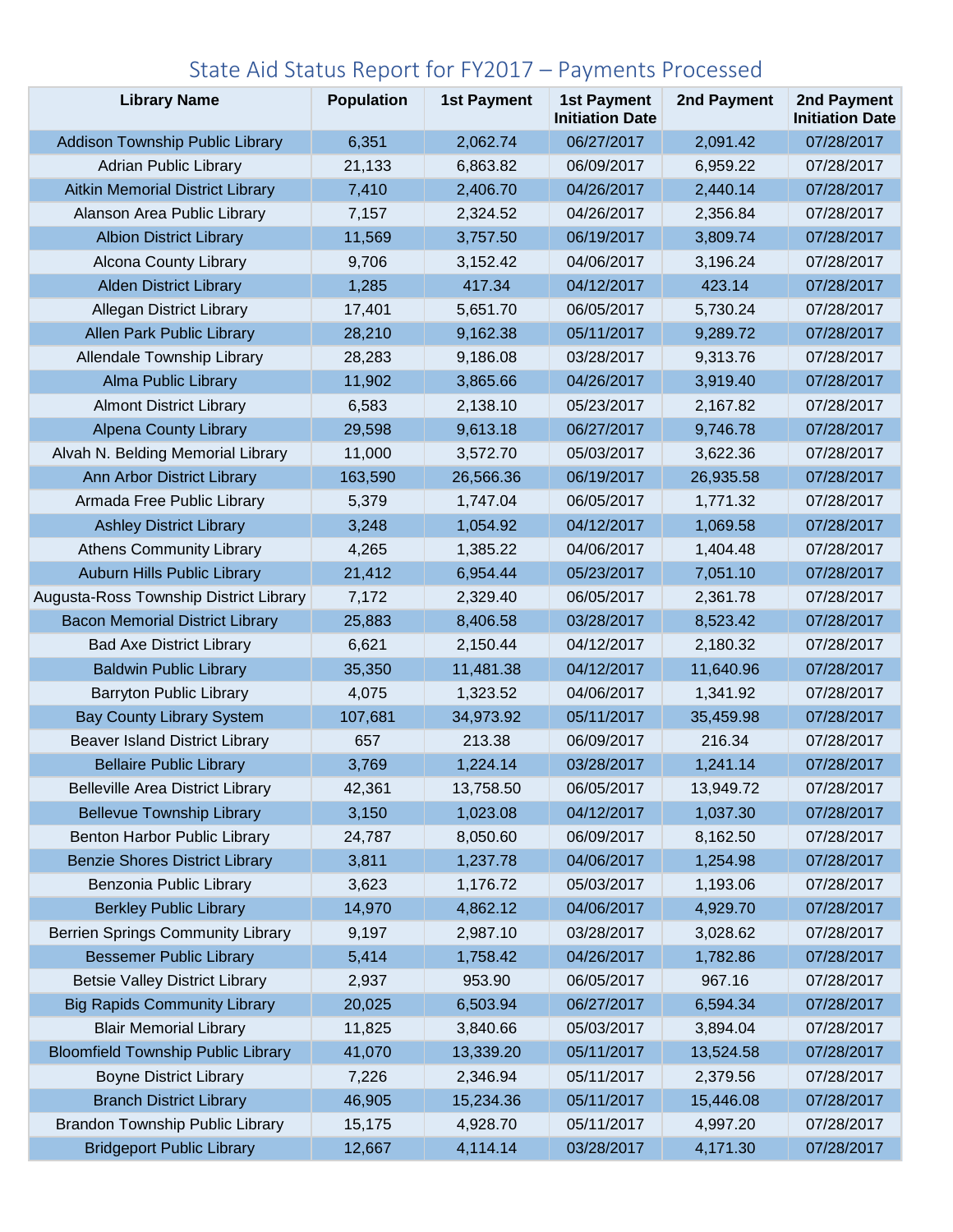# State Aid Status Report for FY2017 – Payments Processed

| Library Name | Population | 1st Payment | 1st Payment Initiation Date | 2nd Payment | 2nd Payment Initiation Date |
|---|---|---|---|---|---|
| Addison Township Public Library | 6,351 | 2,062.74 | 06/27/2017 | 2,091.42 | 07/28/2017 |
| Adrian Public Library | 21,133 | 6,863.82 | 06/09/2017 | 6,959.22 | 07/28/2017 |
| Aitkin Memorial District Library | 7,410 | 2,406.70 | 04/26/2017 | 2,440.14 | 07/28/2017 |
| Alanson Area Public Library | 7,157 | 2,324.52 | 04/26/2017 | 2,356.84 | 07/28/2017 |
| Albion District Library | 11,569 | 3,757.50 | 06/19/2017 | 3,809.74 | 07/28/2017 |
| Alcona County Library | 9,706 | 3,152.42 | 04/06/2017 | 3,196.24 | 07/28/2017 |
| Alden District Library | 1,285 | 417.34 | 04/12/2017 | 423.14 | 07/28/2017 |
| Allegan District Library | 17,401 | 5,651.70 | 06/05/2017 | 5,730.24 | 07/28/2017 |
| Allen Park Public Library | 28,210 | 9,162.38 | 05/11/2017 | 9,289.72 | 07/28/2017 |
| Allendale Township Library | 28,283 | 9,186.08 | 03/28/2017 | 9,313.76 | 07/28/2017 |
| Alma Public Library | 11,902 | 3,865.66 | 04/26/2017 | 3,919.40 | 07/28/2017 |
| Almont District Library | 6,583 | 2,138.10 | 05/23/2017 | 2,167.82 | 07/28/2017 |
| Alpena County Library | 29,598 | 9,613.18 | 06/27/2017 | 9,746.78 | 07/28/2017 |
| Alvah N. Belding Memorial Library | 11,000 | 3,572.70 | 05/03/2017 | 3,622.36 | 07/28/2017 |
| Ann Arbor District Library | 163,590 | 26,566.36 | 06/19/2017 | 26,935.58 | 07/28/2017 |
| Armada Free Public Library | 5,379 | 1,747.04 | 06/05/2017 | 1,771.32 | 07/28/2017 |
| Ashley District Library | 3,248 | 1,054.92 | 04/12/2017 | 1,069.58 | 07/28/2017 |
| Athens Community Library | 4,265 | 1,385.22 | 04/06/2017 | 1,404.48 | 07/28/2017 |
| Auburn Hills Public Library | 21,412 | 6,954.44 | 05/23/2017 | 7,051.10 | 07/28/2017 |
| Augusta-Ross Township District Library | 7,172 | 2,329.40 | 06/05/2017 | 2,361.78 | 07/28/2017 |
| Bacon Memorial District Library | 25,883 | 8,406.58 | 03/28/2017 | 8,523.42 | 07/28/2017 |
| Bad Axe District Library | 6,621 | 2,150.44 | 04/12/2017 | 2,180.32 | 07/28/2017 |
| Baldwin Public Library | 35,350 | 11,481.38 | 04/12/2017 | 11,640.96 | 07/28/2017 |
| Barryton Public Library | 4,075 | 1,323.52 | 04/06/2017 | 1,341.92 | 07/28/2017 |
| Bay County Library System | 107,681 | 34,973.92 | 05/11/2017 | 35,459.98 | 07/28/2017 |
| Beaver Island District Library | 657 | 213.38 | 06/09/2017 | 216.34 | 07/28/2017 |
| Bellaire Public Library | 3,769 | 1,224.14 | 03/28/2017 | 1,241.14 | 07/28/2017 |
| Belleville Area District Library | 42,361 | 13,758.50 | 06/05/2017 | 13,949.72 | 07/28/2017 |
| Bellevue Township Library | 3,150 | 1,023.08 | 04/12/2017 | 1,037.30 | 07/28/2017 |
| Benton Harbor Public Library | 24,787 | 8,050.60 | 06/09/2017 | 8,162.50 | 07/28/2017 |
| Benzie Shores District Library | 3,811 | 1,237.78 | 04/06/2017 | 1,254.98 | 07/28/2017 |
| Benzonia Public Library | 3,623 | 1,176.72 | 05/03/2017 | 1,193.06 | 07/28/2017 |
| Berkley Public Library | 14,970 | 4,862.12 | 04/06/2017 | 4,929.70 | 07/28/2017 |
| Berrien Springs Community Library | 9,197 | 2,987.10 | 03/28/2017 | 3,028.62 | 07/28/2017 |
| Bessemer Public Library | 5,414 | 1,758.42 | 04/26/2017 | 1,782.86 | 07/28/2017 |
| Betsie Valley District Library | 2,937 | 953.90 | 06/05/2017 | 967.16 | 07/28/2017 |
| Big Rapids Community Library | 20,025 | 6,503.94 | 06/27/2017 | 6,594.34 | 07/28/2017 |
| Blair Memorial Library | 11,825 | 3,840.66 | 05/03/2017 | 3,894.04 | 07/28/2017 |
| Bloomfield Township Public Library | 41,070 | 13,339.20 | 05/11/2017 | 13,524.58 | 07/28/2017 |
| Boyne District Library | 7,226 | 2,346.94 | 05/11/2017 | 2,379.56 | 07/28/2017 |
| Branch District Library | 46,905 | 15,234.36 | 05/11/2017 | 15,446.08 | 07/28/2017 |
| Brandon Township Public Library | 15,175 | 4,928.70 | 05/11/2017 | 4,997.20 | 07/28/2017 |
| Bridgeport Public Library | 12,667 | 4,114.14 | 03/28/2017 | 4,171.30 | 07/28/2017 |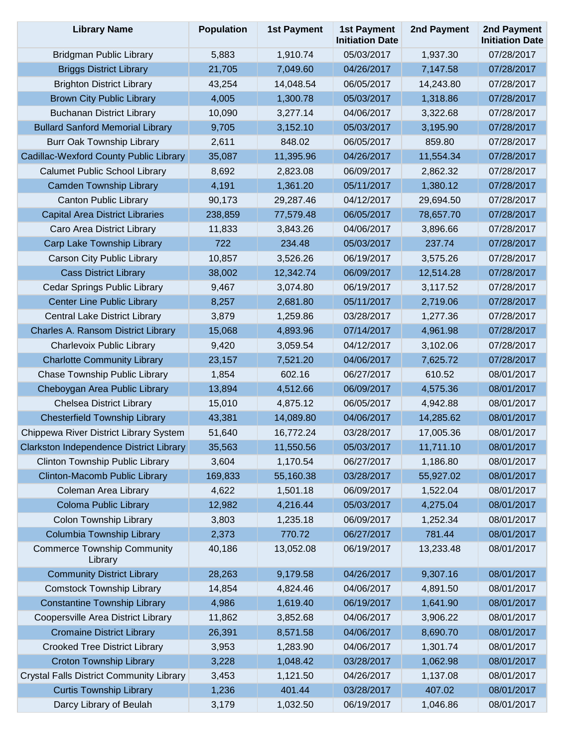| Library Name | Population | 1st Payment | 1st Payment Initiation Date | 2nd Payment | 2nd Payment Initiation Date |
|---|---|---|---|---|---|
| Bridgman Public Library | 5,883 | 1,910.74 | 05/03/2017 | 1,937.30 | 07/28/2017 |
| Briggs District Library | 21,705 | 7,049.60 | 04/26/2017 | 7,147.58 | 07/28/2017 |
| Brighton District Library | 43,254 | 14,048.54 | 06/05/2017 | 14,243.80 | 07/28/2017 |
| Brown City Public Library | 4,005 | 1,300.78 | 05/03/2017 | 1,318.86 | 07/28/2017 |
| Buchanan District Library | 10,090 | 3,277.14 | 04/06/2017 | 3,322.68 | 07/28/2017 |
| Bullard Sanford Memorial Library | 9,705 | 3,152.10 | 05/03/2017 | 3,195.90 | 07/28/2017 |
| Burr Oak Township Library | 2,611 | 848.02 | 06/05/2017 | 859.80 | 07/28/2017 |
| Cadillac-Wexford County Public Library | 35,087 | 11,395.96 | 04/26/2017 | 11,554.34 | 07/28/2017 |
| Calumet Public School Library | 8,692 | 2,823.08 | 06/09/2017 | 2,862.32 | 07/28/2017 |
| Camden Township Library | 4,191 | 1,361.20 | 05/11/2017 | 1,380.12 | 07/28/2017 |
| Canton Public Library | 90,173 | 29,287.46 | 04/12/2017 | 29,694.50 | 07/28/2017 |
| Capital Area District Libraries | 238,859 | 77,579.48 | 06/05/2017 | 78,657.70 | 07/28/2017 |
| Caro Area District Library | 11,833 | 3,843.26 | 04/06/2017 | 3,896.66 | 07/28/2017 |
| Carp Lake Township Library | 722 | 234.48 | 05/03/2017 | 237.74 | 07/28/2017 |
| Carson City Public Library | 10,857 | 3,526.26 | 06/19/2017 | 3,575.26 | 07/28/2017 |
| Cass District Library | 38,002 | 12,342.74 | 06/09/2017 | 12,514.28 | 07/28/2017 |
| Cedar Springs Public Library | 9,467 | 3,074.80 | 06/19/2017 | 3,117.52 | 07/28/2017 |
| Center Line Public Library | 8,257 | 2,681.80 | 05/11/2017 | 2,719.06 | 07/28/2017 |
| Central Lake District Library | 3,879 | 1,259.86 | 03/28/2017 | 1,277.36 | 07/28/2017 |
| Charles A. Ransom District Library | 15,068 | 4,893.96 | 07/14/2017 | 4,961.98 | 07/28/2017 |
| Charlevoix Public Library | 9,420 | 3,059.54 | 04/12/2017 | 3,102.06 | 07/28/2017 |
| Charlotte Community Library | 23,157 | 7,521.20 | 04/06/2017 | 7,625.72 | 07/28/2017 |
| Chase Township Public Library | 1,854 | 602.16 | 06/27/2017 | 610.52 | 08/01/2017 |
| Cheboygan Area Public Library | 13,894 | 4,512.66 | 06/09/2017 | 4,575.36 | 08/01/2017 |
| Chelsea District Library | 15,010 | 4,875.12 | 06/05/2017 | 4,942.88 | 08/01/2017 |
| Chesterfield Township Library | 43,381 | 14,089.80 | 04/06/2017 | 14,285.62 | 08/01/2017 |
| Chippewa River District Library System | 51,640 | 16,772.24 | 03/28/2017 | 17,005.36 | 08/01/2017 |
| Clarkston Independence District Library | 35,563 | 11,550.56 | 05/03/2017 | 11,711.10 | 08/01/2017 |
| Clinton Township Public Library | 3,604 | 1,170.54 | 06/27/2017 | 1,186.80 | 08/01/2017 |
| Clinton-Macomb Public Library | 169,833 | 55,160.38 | 03/28/2017 | 55,927.02 | 08/01/2017 |
| Coleman Area Library | 4,622 | 1,501.18 | 06/09/2017 | 1,522.04 | 08/01/2017 |
| Coloma Public Library | 12,982 | 4,216.44 | 05/03/2017 | 4,275.04 | 08/01/2017 |
| Colon Township Library | 3,803 | 1,235.18 | 06/09/2017 | 1,252.34 | 08/01/2017 |
| Columbia Township Library | 2,373 | 770.72 | 06/27/2017 | 781.44 | 08/01/2017 |
| Commerce Township Community Library | 40,186 | 13,052.08 | 06/19/2017 | 13,233.48 | 08/01/2017 |
| Community District Library | 28,263 | 9,179.58 | 04/26/2017 | 9,307.16 | 08/01/2017 |
| Comstock Township Library | 14,854 | 4,824.46 | 04/06/2017 | 4,891.50 | 08/01/2017 |
| Constantine Township Library | 4,986 | 1,619.40 | 06/19/2017 | 1,641.90 | 08/01/2017 |
| Coopersville Area District Library | 11,862 | 3,852.68 | 04/06/2017 | 3,906.22 | 08/01/2017 |
| Cromaine District Library | 26,391 | 8,571.58 | 04/06/2017 | 8,690.70 | 08/01/2017 |
| Crooked Tree District Library | 3,953 | 1,283.90 | 04/06/2017 | 1,301.74 | 08/01/2017 |
| Croton Township Library | 3,228 | 1,048.42 | 03/28/2017 | 1,062.98 | 08/01/2017 |
| Crystal Falls District Community Library | 3,453 | 1,121.50 | 04/26/2017 | 1,137.08 | 08/01/2017 |
| Curtis Township Library | 1,236 | 401.44 | 03/28/2017 | 407.02 | 08/01/2017 |
| Darcy Library of Beulah | 3,179 | 1,032.50 | 06/19/2017 | 1,046.86 | 08/01/2017 |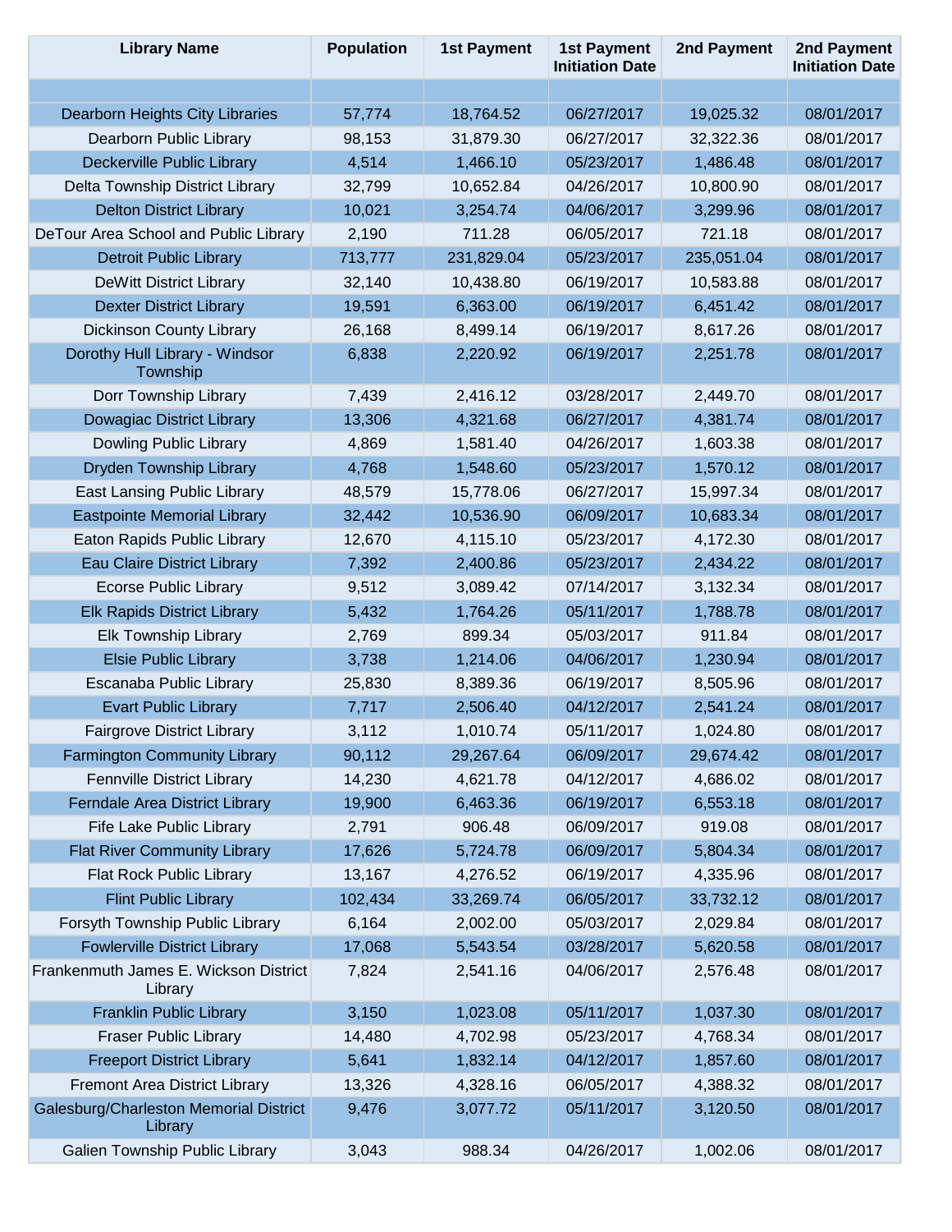| Library Name | Population | 1st Payment | 1st Payment Initiation Date | 2nd Payment | 2nd Payment Initiation Date |
|---|---|---|---|---|---|
| | | | | | |
| Dearborn Heights City Libraries | 57,774 | 18,764.52 | 06/27/2017 | 19,025.32 | 08/01/2017 |
| Dearborn Public Library | 98,153 | 31,879.30 | 06/27/2017 | 32,322.36 | 08/01/2017 |
| Deckerville Public Library | 4,514 | 1,466.10 | 05/23/2017 | 1,486.48 | 08/01/2017 |
| Delta Township District Library | 32,799 | 10,652.84 | 04/26/2017 | 10,800.90 | 08/01/2017 |
| Delton District Library | 10,021 | 3,254.74 | 04/06/2017 | 3,299.96 | 08/01/2017 |
| DeTour Area School and Public Library | 2,190 | 711.28 | 06/05/2017 | 721.18 | 08/01/2017 |
| Detroit Public Library | 713,777 | 231,829.04 | 05/23/2017 | 235,051.04 | 08/01/2017 |
| DeWitt District Library | 32,140 | 10,438.80 | 06/19/2017 | 10,583.88 | 08/01/2017 |
| Dexter District Library | 19,591 | 6,363.00 | 06/19/2017 | 6,451.42 | 08/01/2017 |
| Dickinson County Library | 26,168 | 8,499.14 | 06/19/2017 | 8,617.26 | 08/01/2017 |
| Dorothy Hull Library - Windsor Township | 6,838 | 2,220.92 | 06/19/2017 | 2,251.78 | 08/01/2017 |
| Dorr Township Library | 7,439 | 2,416.12 | 03/28/2017 | 2,449.70 | 08/01/2017 |
| Dowagiac District Library | 13,306 | 4,321.68 | 06/27/2017 | 4,381.74 | 08/01/2017 |
| Dowling Public Library | 4,869 | 1,581.40 | 04/26/2017 | 1,603.38 | 08/01/2017 |
| Dryden Township Library | 4,768 | 1,548.60 | 05/23/2017 | 1,570.12 | 08/01/2017 |
| East Lansing Public Library | 48,579 | 15,778.06 | 06/27/2017 | 15,997.34 | 08/01/2017 |
| Eastpointe Memorial Library | 32,442 | 10,536.90 | 06/09/2017 | 10,683.34 | 08/01/2017 |
| Eaton Rapids Public Library | 12,670 | 4,115.10 | 05/23/2017 | 4,172.30 | 08/01/2017 |
| Eau Claire District Library | 7,392 | 2,400.86 | 05/23/2017 | 2,434.22 | 08/01/2017 |
| Ecorse Public Library | 9,512 | 3,089.42 | 07/14/2017 | 3,132.34 | 08/01/2017 |
| Elk Rapids District Library | 5,432 | 1,764.26 | 05/11/2017 | 1,788.78 | 08/01/2017 |
| Elk Township Library | 2,769 | 899.34 | 05/03/2017 | 911.84 | 08/01/2017 |
| Elsie Public Library | 3,738 | 1,214.06 | 04/06/2017 | 1,230.94 | 08/01/2017 |
| Escanaba Public Library | 25,830 | 8,389.36 | 06/19/2017 | 8,505.96 | 08/01/2017 |
| Evart Public Library | 7,717 | 2,506.40 | 04/12/2017 | 2,541.24 | 08/01/2017 |
| Fairgrove District Library | 3,112 | 1,010.74 | 05/11/2017 | 1,024.80 | 08/01/2017 |
| Farmington Community Library | 90,112 | 29,267.64 | 06/09/2017 | 29,674.42 | 08/01/2017 |
| Fennville District Library | 14,230 | 4,621.78 | 04/12/2017 | 4,686.02 | 08/01/2017 |
| Ferndale Area District Library | 19,900 | 6,463.36 | 06/19/2017 | 6,553.18 | 08/01/2017 |
| Fife Lake Public Library | 2,791 | 906.48 | 06/09/2017 | 919.08 | 08/01/2017 |
| Flat River Community Library | 17,626 | 5,724.78 | 06/09/2017 | 5,804.34 | 08/01/2017 |
| Flat Rock Public Library | 13,167 | 4,276.52 | 06/19/2017 | 4,335.96 | 08/01/2017 |
| Flint Public Library | 102,434 | 33,269.74 | 06/05/2017 | 33,732.12 | 08/01/2017 |
| Forsyth Township Public Library | 6,164 | 2,002.00 | 05/03/2017 | 2,029.84 | 08/01/2017 |
| Fowlerville District Library | 17,068 | 5,543.54 | 03/28/2017 | 5,620.58 | 08/01/2017 |
| Frankenmuth James E. Wickson District Library | 7,824 | 2,541.16 | 04/06/2017 | 2,576.48 | 08/01/2017 |
| Franklin Public Library | 3,150 | 1,023.08 | 05/11/2017 | 1,037.30 | 08/01/2017 |
| Fraser Public Library | 14,480 | 4,702.98 | 05/23/2017 | 4,768.34 | 08/01/2017 |
| Freeport District Library | 5,641 | 1,832.14 | 04/12/2017 | 1,857.60 | 08/01/2017 |
| Fremont Area District Library | 13,326 | 4,328.16 | 06/05/2017 | 4,388.32 | 08/01/2017 |
| Galesburg/Charleston Memorial District Library | 9,476 | 3,077.72 | 05/11/2017 | 3,120.50 | 08/01/2017 |
| Galien Township Public Library | 3,043 | 988.34 | 04/26/2017 | 1,002.06 | 08/01/2017 |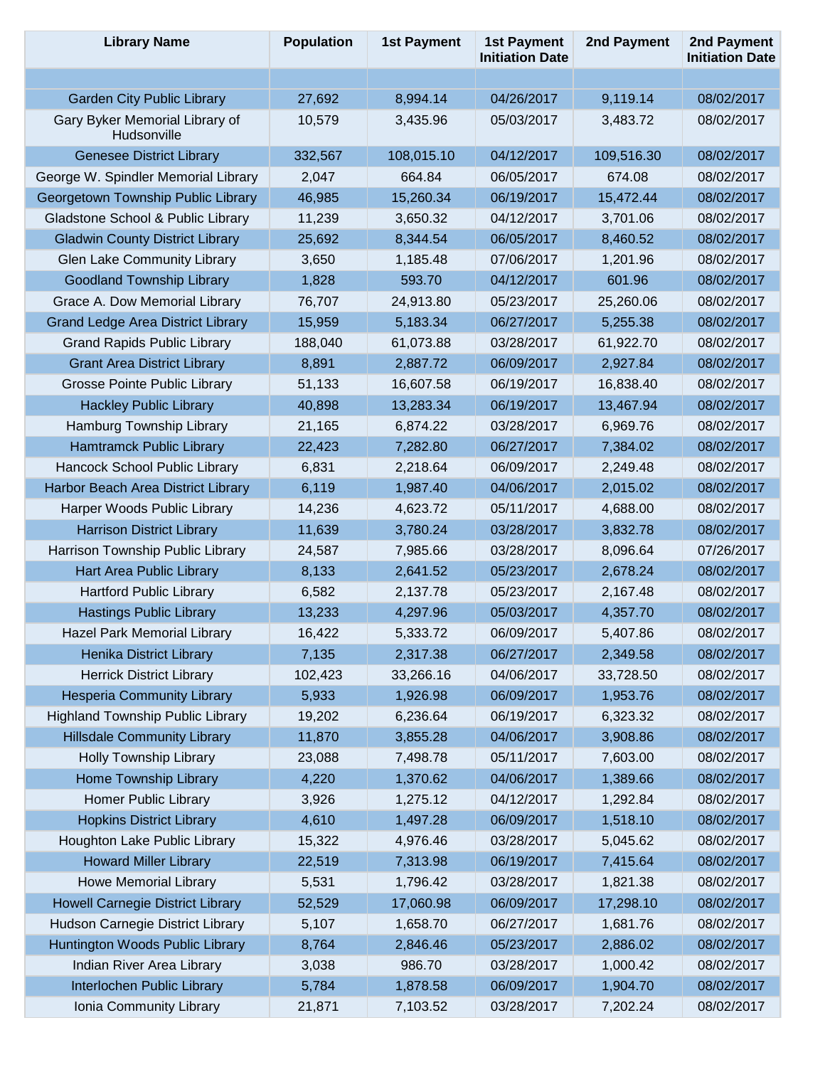| Library Name | Population | 1st Payment | 1st Payment Initiation Date | 2nd Payment | 2nd Payment Initiation Date |
|---|---|---|---|---|---|
| | | | | | |
| Garden City Public Library | 27,692 | 8,994.14 | 04/26/2017 | 9,119.14 | 08/02/2017 |
| Gary Byker Memorial Library of Hudsonville | 10,579 | 3,435.96 | 05/03/2017 | 3,483.72 | 08/02/2017 |
| Genesee District Library | 332,567 | 108,015.10 | 04/12/2017 | 109,516.30 | 08/02/2017 |
| George W. Spindler Memorial Library | 2,047 | 664.84 | 06/05/2017 | 674.08 | 08/02/2017 |
| Georgetown Township Public Library | 46,985 | 15,260.34 | 06/19/2017 | 15,472.44 | 08/02/2017 |
| Gladstone School & Public Library | 11,239 | 3,650.32 | 04/12/2017 | 3,701.06 | 08/02/2017 |
| Gladwin County District Library | 25,692 | 8,344.54 | 06/05/2017 | 8,460.52 | 08/02/2017 |
| Glen Lake Community Library | 3,650 | 1,185.48 | 07/06/2017 | 1,201.96 | 08/02/2017 |
| Goodland Township Library | 1,828 | 593.70 | 04/12/2017 | 601.96 | 08/02/2017 |
| Grace A. Dow Memorial Library | 76,707 | 24,913.80 | 05/23/2017 | 25,260.06 | 08/02/2017 |
| Grand Ledge Area District Library | 15,959 | 5,183.34 | 06/27/2017 | 5,255.38 | 08/02/2017 |
| Grand Rapids Public Library | 188,040 | 61,073.88 | 03/28/2017 | 61,922.70 | 08/02/2017 |
| Grant Area District Library | 8,891 | 2,887.72 | 06/09/2017 | 2,927.84 | 08/02/2017 |
| Grosse Pointe Public Library | 51,133 | 16,607.58 | 06/19/2017 | 16,838.40 | 08/02/2017 |
| Hackley Public Library | 40,898 | 13,283.34 | 06/19/2017 | 13,467.94 | 08/02/2017 |
| Hamburg Township Library | 21,165 | 6,874.22 | 03/28/2017 | 6,969.76 | 08/02/2017 |
| Hamtramck Public Library | 22,423 | 7,282.80 | 06/27/2017 | 7,384.02 | 08/02/2017 |
| Hancock School Public Library | 6,831 | 2,218.64 | 06/09/2017 | 2,249.48 | 08/02/2017 |
| Harbor Beach Area District Library | 6,119 | 1,987.40 | 04/06/2017 | 2,015.02 | 08/02/2017 |
| Harper Woods Public Library | 14,236 | 4,623.72 | 05/11/2017 | 4,688.00 | 08/02/2017 |
| Harrison District Library | 11,639 | 3,780.24 | 03/28/2017 | 3,832.78 | 08/02/2017 |
| Harrison Township Public Library | 24,587 | 7,985.66 | 03/28/2017 | 8,096.64 | 07/26/2017 |
| Hart Area Public Library | 8,133 | 2,641.52 | 05/23/2017 | 2,678.24 | 08/02/2017 |
| Hartford Public Library | 6,582 | 2,137.78 | 05/23/2017 | 2,167.48 | 08/02/2017 |
| Hastings Public Library | 13,233 | 4,297.96 | 05/03/2017 | 4,357.70 | 08/02/2017 |
| Hazel Park Memorial Library | 16,422 | 5,333.72 | 06/09/2017 | 5,407.86 | 08/02/2017 |
| Henika District Library | 7,135 | 2,317.38 | 06/27/2017 | 2,349.58 | 08/02/2017 |
| Herrick District Library | 102,423 | 33,266.16 | 04/06/2017 | 33,728.50 | 08/02/2017 |
| Hesperia Community Library | 5,933 | 1,926.98 | 06/09/2017 | 1,953.76 | 08/02/2017 |
| Highland Township Public Library | 19,202 | 6,236.64 | 06/19/2017 | 6,323.32 | 08/02/2017 |
| Hillsdale Community Library | 11,870 | 3,855.28 | 04/06/2017 | 3,908.86 | 08/02/2017 |
| Holly Township Library | 23,088 | 7,498.78 | 05/11/2017 | 7,603.00 | 08/02/2017 |
| Home Township Library | 4,220 | 1,370.62 | 04/06/2017 | 1,389.66 | 08/02/2017 |
| Homer Public Library | 3,926 | 1,275.12 | 04/12/2017 | 1,292.84 | 08/02/2017 |
| Hopkins District Library | 4,610 | 1,497.28 | 06/09/2017 | 1,518.10 | 08/02/2017 |
| Houghton Lake Public Library | 15,322 | 4,976.46 | 03/28/2017 | 5,045.62 | 08/02/2017 |
| Howard Miller Library | 22,519 | 7,313.98 | 06/19/2017 | 7,415.64 | 08/02/2017 |
| Howe Memorial Library | 5,531 | 1,796.42 | 03/28/2017 | 1,821.38 | 08/02/2017 |
| Howell Carnegie District Library | 52,529 | 17,060.98 | 06/09/2017 | 17,298.10 | 08/02/2017 |
| Hudson Carnegie District Library | 5,107 | 1,658.70 | 06/27/2017 | 1,681.76 | 08/02/2017 |
| Huntington Woods Public Library | 8,764 | 2,846.46 | 05/23/2017 | 2,886.02 | 08/02/2017 |
| Indian River Area Library | 3,038 | 986.70 | 03/28/2017 | 1,000.42 | 08/02/2017 |
| Interlochen Public Library | 5,784 | 1,878.58 | 06/09/2017 | 1,904.70 | 08/02/2017 |
| Ionia Community Library | 21,871 | 7,103.52 | 03/28/2017 | 7,202.24 | 08/02/2017 |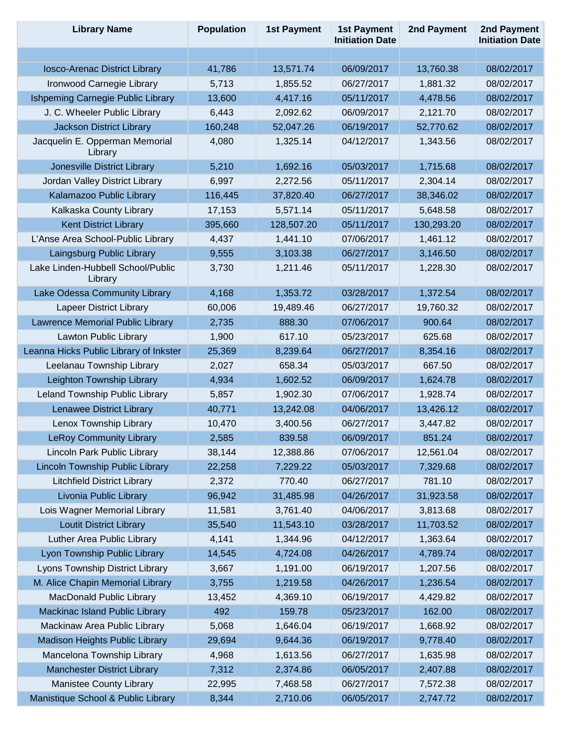| Library Name | Population | 1st Payment | 1st Payment Initiation Date | 2nd Payment | 2nd Payment Initiation Date |
|---|---|---|---|---|---|
| | | | | | |
| Iosco-Arenac District Library | 41,786 | 13,571.74 | 06/09/2017 | 13,760.38 | 08/02/2017 |
| Ironwood Carnegie Library | 5,713 | 1,855.52 | 06/27/2017 | 1,881.32 | 08/02/2017 |
| Ishpeming Carnegie Public Library | 13,600 | 4,417.16 | 05/11/2017 | 4,478.56 | 08/02/2017 |
| J. C. Wheeler Public Library | 6,443 | 2,092.62 | 06/09/2017 | 2,121.70 | 08/02/2017 |
| Jackson District Library | 160,248 | 52,047.26 | 06/19/2017 | 52,770.62 | 08/02/2017 |
| Jacquelin E. Opperman Memorial Library | 4,080 | 1,325.14 | 04/12/2017 | 1,343.56 | 08/02/2017 |
| Jonesville District Library | 5,210 | 1,692.16 | 05/03/2017 | 1,715.68 | 08/02/2017 |
| Jordan Valley District Library | 6,997 | 2,272.56 | 05/11/2017 | 2,304.14 | 08/02/2017 |
| Kalamazoo Public Library | 116,445 | 37,820.40 | 06/27/2017 | 38,346.02 | 08/02/2017 |
| Kalkaska County Library | 17,153 | 5,571.14 | 05/11/2017 | 5,648.58 | 08/02/2017 |
| Kent District Library | 395,660 | 128,507.20 | 05/11/2017 | 130,293.20 | 08/02/2017 |
| L'Anse Area School-Public Library | 4,437 | 1,441.10 | 07/06/2017 | 1,461.12 | 08/02/2017 |
| Laingsburg Public Library | 9,555 | 3,103.38 | 06/27/2017 | 3,146.50 | 08/02/2017 |
| Lake Linden-Hubbell School/Public Library | 3,730 | 1,211.46 | 05/11/2017 | 1,228.30 | 08/02/2017 |
| Lake Odessa Community Library | 4,168 | 1,353.72 | 03/28/2017 | 1,372.54 | 08/02/2017 |
| Lapeer District Library | 60,006 | 19,489.46 | 06/27/2017 | 19,760.32 | 08/02/2017 |
| Lawrence Memorial Public Library | 2,735 | 888.30 | 07/06/2017 | 900.64 | 08/02/2017 |
| Lawton Public Library | 1,900 | 617.10 | 05/23/2017 | 625.68 | 08/02/2017 |
| Leanna Hicks Public Library of Inkster | 25,369 | 8,239.64 | 06/27/2017 | 8,354.16 | 08/02/2017 |
| Leelanau Township Library | 2,027 | 658.34 | 05/03/2017 | 667.50 | 08/02/2017 |
| Leighton Township Library | 4,934 | 1,602.52 | 06/09/2017 | 1,624.78 | 08/02/2017 |
| Leland Township Public Library | 5,857 | 1,902.30 | 07/06/2017 | 1,928.74 | 08/02/2017 |
| Lenawee District Library | 40,771 | 13,242.08 | 04/06/2017 | 13,426.12 | 08/02/2017 |
| Lenox Township Library | 10,470 | 3,400.56 | 06/27/2017 | 3,447.82 | 08/02/2017 |
| LeRoy Community Library | 2,585 | 839.58 | 06/09/2017 | 851.24 | 08/02/2017 |
| Lincoln Park Public Library | 38,144 | 12,388.86 | 07/06/2017 | 12,561.04 | 08/02/2017 |
| Lincoln Township Public Library | 22,258 | 7,229.22 | 05/03/2017 | 7,329.68 | 08/02/2017 |
| Litchfield District Library | 2,372 | 770.40 | 06/27/2017 | 781.10 | 08/02/2017 |
| Livonia Public Library | 96,942 | 31,485.98 | 04/26/2017 | 31,923.58 | 08/02/2017 |
| Lois Wagner Memorial Library | 11,581 | 3,761.40 | 04/06/2017 | 3,813.68 | 08/02/2017 |
| Loutit District Library | 35,540 | 11,543.10 | 03/28/2017 | 11,703.52 | 08/02/2017 |
| Luther Area Public Library | 4,141 | 1,344.96 | 04/12/2017 | 1,363.64 | 08/02/2017 |
| Lyon Township Public Library | 14,545 | 4,724.08 | 04/26/2017 | 4,789.74 | 08/02/2017 |
| Lyons Township District Library | 3,667 | 1,191.00 | 06/19/2017 | 1,207.56 | 08/02/2017 |
| M. Alice Chapin Memorial Library | 3,755 | 1,219.58 | 04/26/2017 | 1,236.54 | 08/02/2017 |
| MacDonald Public Library | 13,452 | 4,369.10 | 06/19/2017 | 4,429.82 | 08/02/2017 |
| Mackinac Island Public Library | 492 | 159.78 | 05/23/2017 | 162.00 | 08/02/2017 |
| Mackinaw Area Public Library | 5,068 | 1,646.04 | 06/19/2017 | 1,668.92 | 08/02/2017 |
| Madison Heights Public Library | 29,694 | 9,644.36 | 06/19/2017 | 9,778.40 | 08/02/2017 |
| Mancelona Township Library | 4,968 | 1,613.56 | 06/27/2017 | 1,635.98 | 08/02/2017 |
| Manchester District Library | 7,312 | 2,374.86 | 06/05/2017 | 2,407.88 | 08/02/2017 |
| Manistee County Library | 22,995 | 7,468.58 | 06/27/2017 | 7,572.38 | 08/02/2017 |
| Manistique School & Public Library | 8,344 | 2,710.06 | 06/05/2017 | 2,747.72 | 08/02/2017 |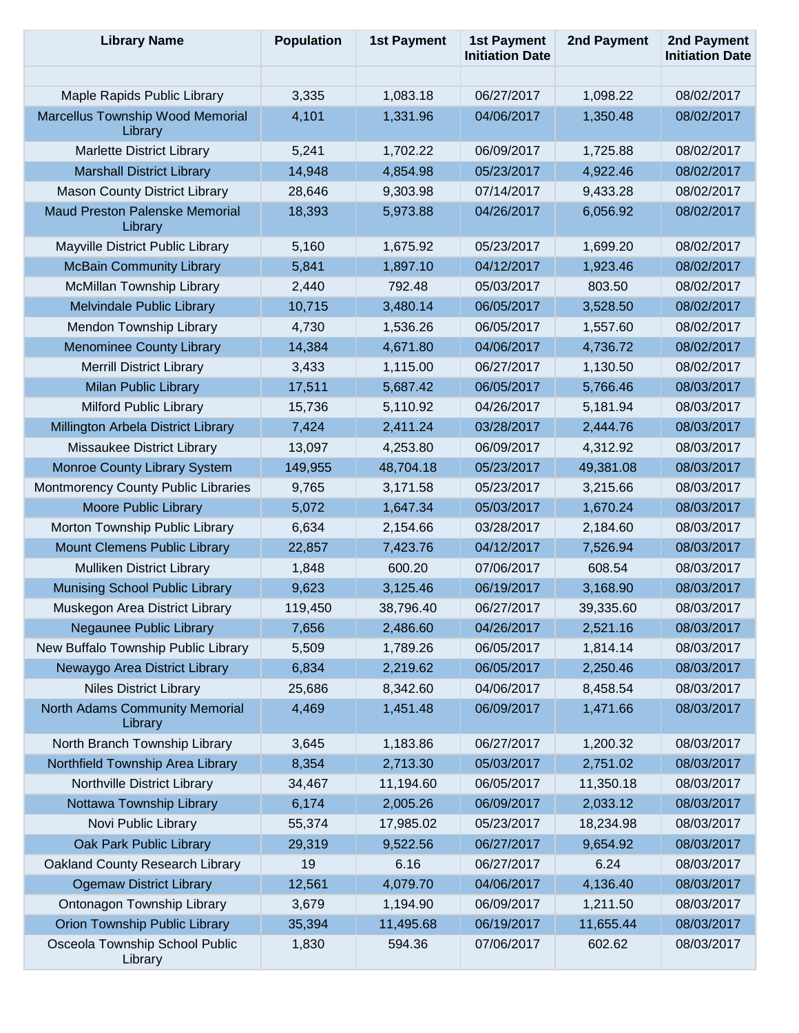| Library Name | Population | 1st Payment | 1st Payment Initiation Date | 2nd Payment | 2nd Payment Initiation Date |
|---|---|---|---|---|---|
| | | | | | |
| Maple Rapids Public Library | 3,335 | 1,083.18 | 06/27/2017 | 1,098.22 | 08/02/2017 |
| Marcellus Township Wood Memorial Library | 4,101 | 1,331.96 | 04/06/2017 | 1,350.48 | 08/02/2017 |
| Marlette District Library | 5,241 | 1,702.22 | 06/09/2017 | 1,725.88 | 08/02/2017 |
| Marshall District Library | 14,948 | 4,854.98 | 05/23/2017 | 4,922.46 | 08/02/2017 |
| Mason County District Library | 28,646 | 9,303.98 | 07/14/2017 | 9,433.28 | 08/02/2017 |
| Maud Preston Palenske Memorial Library | 18,393 | 5,973.88 | 04/26/2017 | 6,056.92 | 08/02/2017 |
| Mayville District Public Library | 5,160 | 1,675.92 | 05/23/2017 | 1,699.20 | 08/02/2017 |
| McBain Community Library | 5,841 | 1,897.10 | 04/12/2017 | 1,923.46 | 08/02/2017 |
| McMillan Township Library | 2,440 | 792.48 | 05/03/2017 | 803.50 | 08/02/2017 |
| Melvindale Public Library | 10,715 | 3,480.14 | 06/05/2017 | 3,528.50 | 08/02/2017 |
| Mendon Township Library | 4,730 | 1,536.26 | 06/05/2017 | 1,557.60 | 08/02/2017 |
| Menominee County Library | 14,384 | 4,671.80 | 04/06/2017 | 4,736.72 | 08/02/2017 |
| Merrill District Library | 3,433 | 1,115.00 | 06/27/2017 | 1,130.50 | 08/02/2017 |
| Milan Public Library | 17,511 | 5,687.42 | 06/05/2017 | 5,766.46 | 08/03/2017 |
| Milford Public Library | 15,736 | 5,110.92 | 04/26/2017 | 5,181.94 | 08/03/2017 |
| Millington Arbela District Library | 7,424 | 2,411.24 | 03/28/2017 | 2,444.76 | 08/03/2017 |
| Missaukee District Library | 13,097 | 4,253.80 | 06/09/2017 | 4,312.92 | 08/03/2017 |
| Monroe County Library System | 149,955 | 48,704.18 | 05/23/2017 | 49,381.08 | 08/03/2017 |
| Montmorency County Public Libraries | 9,765 | 3,171.58 | 05/23/2017 | 3,215.66 | 08/03/2017 |
| Moore Public Library | 5,072 | 1,647.34 | 05/03/2017 | 1,670.24 | 08/03/2017 |
| Morton Township Public Library | 6,634 | 2,154.66 | 03/28/2017 | 2,184.60 | 08/03/2017 |
| Mount Clemens Public Library | 22,857 | 7,423.76 | 04/12/2017 | 7,526.94 | 08/03/2017 |
| Mulliken District Library | 1,848 | 600.20 | 07/06/2017 | 608.54 | 08/03/2017 |
| Munising School Public Library | 9,623 | 3,125.46 | 06/19/2017 | 3,168.90 | 08/03/2017 |
| Muskegon Area District Library | 119,450 | 38,796.40 | 06/27/2017 | 39,335.60 | 08/03/2017 |
| Negaunee Public Library | 7,656 | 2,486.60 | 04/26/2017 | 2,521.16 | 08/03/2017 |
| New Buffalo Township Public Library | 5,509 | 1,789.26 | 06/05/2017 | 1,814.14 | 08/03/2017 |
| Newaygo Area District Library | 6,834 | 2,219.62 | 06/05/2017 | 2,250.46 | 08/03/2017 |
| Niles District Library | 25,686 | 8,342.60 | 04/06/2017 | 8,458.54 | 08/03/2017 |
| North Adams Community Memorial Library | 4,469 | 1,451.48 | 06/09/2017 | 1,471.66 | 08/03/2017 |
| North Branch Township Library | 3,645 | 1,183.86 | 06/27/2017 | 1,200.32 | 08/03/2017 |
| Northfield Township Area Library | 8,354 | 2,713.30 | 05/03/2017 | 2,751.02 | 08/03/2017 |
| Northville District Library | 34,467 | 11,194.60 | 06/05/2017 | 11,350.18 | 08/03/2017 |
| Nottawa Township Library | 6,174 | 2,005.26 | 06/09/2017 | 2,033.12 | 08/03/2017 |
| Novi Public Library | 55,374 | 17,985.02 | 05/23/2017 | 18,234.98 | 08/03/2017 |
| Oak Park Public Library | 29,319 | 9,522.56 | 06/27/2017 | 9,654.92 | 08/03/2017 |
| Oakland County Research Library | 19 | 6.16 | 06/27/2017 | 6.24 | 08/03/2017 |
| Ogemaw District Library | 12,561 | 4,079.70 | 04/06/2017 | 4,136.40 | 08/03/2017 |
| Ontonagon Township Library | 3,679 | 1,194.90 | 06/09/2017 | 1,211.50 | 08/03/2017 |
| Orion Township Public Library | 35,394 | 11,495.68 | 06/19/2017 | 11,655.44 | 08/03/2017 |
| Osceola Township School Public Library | 1,830 | 594.36 | 07/06/2017 | 602.62 | 08/03/2017 |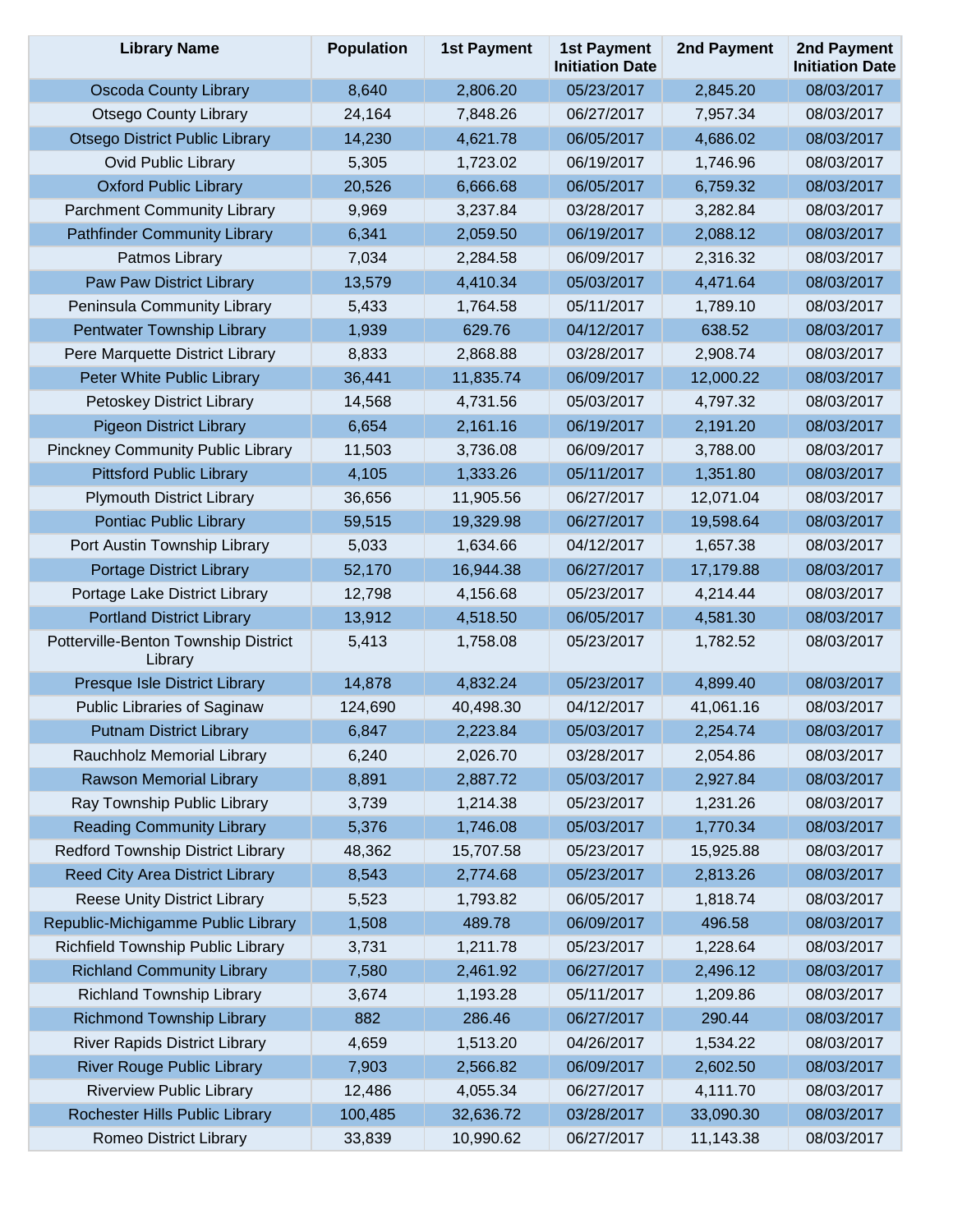| Library Name | Population | 1st Payment | 1st Payment Initiation Date | 2nd Payment | 2nd Payment Initiation Date |
| --- | --- | --- | --- | --- | --- |
| Oscoda County Library | 8,640 | 2,806.20 | 05/23/2017 | 2,845.20 | 08/03/2017 |
| Otsego County Library | 24,164 | 7,848.26 | 06/27/2017 | 7,957.34 | 08/03/2017 |
| Otsego District Public Library | 14,230 | 4,621.78 | 06/05/2017 | 4,686.02 | 08/03/2017 |
| Ovid Public Library | 5,305 | 1,723.02 | 06/19/2017 | 1,746.96 | 08/03/2017 |
| Oxford Public Library | 20,526 | 6,666.68 | 06/05/2017 | 6,759.32 | 08/03/2017 |
| Parchment Community Library | 9,969 | 3,237.84 | 03/28/2017 | 3,282.84 | 08/03/2017 |
| Pathfinder Community Library | 6,341 | 2,059.50 | 06/19/2017 | 2,088.12 | 08/03/2017 |
| Patmos Library | 7,034 | 2,284.58 | 06/09/2017 | 2,316.32 | 08/03/2017 |
| Paw Paw District Library | 13,579 | 4,410.34 | 05/03/2017 | 4,471.64 | 08/03/2017 |
| Peninsula Community Library | 5,433 | 1,764.58 | 05/11/2017 | 1,789.10 | 08/03/2017 |
| Pentwater Township Library | 1,939 | 629.76 | 04/12/2017 | 638.52 | 08/03/2017 |
| Pere Marquette District Library | 8,833 | 2,868.88 | 03/28/2017 | 2,908.74 | 08/03/2017 |
| Peter White Public Library | 36,441 | 11,835.74 | 06/09/2017 | 12,000.22 | 08/03/2017 |
| Petoskey District Library | 14,568 | 4,731.56 | 05/03/2017 | 4,797.32 | 08/03/2017 |
| Pigeon District Library | 6,654 | 2,161.16 | 06/19/2017 | 2,191.20 | 08/03/2017 |
| Pinckney Community Public Library | 11,503 | 3,736.08 | 06/09/2017 | 3,788.00 | 08/03/2017 |
| Pittsford Public Library | 4,105 | 1,333.26 | 05/11/2017 | 1,351.80 | 08/03/2017 |
| Plymouth District Library | 36,656 | 11,905.56 | 06/27/2017 | 12,071.04 | 08/03/2017 |
| Pontiac Public Library | 59,515 | 19,329.98 | 06/27/2017 | 19,598.64 | 08/03/2017 |
| Port Austin Township Library | 5,033 | 1,634.66 | 04/12/2017 | 1,657.38 | 08/03/2017 |
| Portage District Library | 52,170 | 16,944.38 | 06/27/2017 | 17,179.88 | 08/03/2017 |
| Portage Lake District Library | 12,798 | 4,156.68 | 05/23/2017 | 4,214.44 | 08/03/2017 |
| Portland District Library | 13,912 | 4,518.50 | 06/05/2017 | 4,581.30 | 08/03/2017 |
| Potterville-Benton Township District Library | 5,413 | 1,758.08 | 05/23/2017 | 1,782.52 | 08/03/2017 |
| Presque Isle District Library | 14,878 | 4,832.24 | 05/23/2017 | 4,899.40 | 08/03/2017 |
| Public Libraries of Saginaw | 124,690 | 40,498.30 | 04/12/2017 | 41,061.16 | 08/03/2017 |
| Putnam District Library | 6,847 | 2,223.84 | 05/03/2017 | 2,254.74 | 08/03/2017 |
| Rauchholz Memorial Library | 6,240 | 2,026.70 | 03/28/2017 | 2,054.86 | 08/03/2017 |
| Rawson Memorial Library | 8,891 | 2,887.72 | 05/03/2017 | 2,927.84 | 08/03/2017 |
| Ray Township Public Library | 3,739 | 1,214.38 | 05/23/2017 | 1,231.26 | 08/03/2017 |
| Reading Community Library | 5,376 | 1,746.08 | 05/03/2017 | 1,770.34 | 08/03/2017 |
| Redford Township District Library | 48,362 | 15,707.58 | 05/23/2017 | 15,925.88 | 08/03/2017 |
| Reed City Area District Library | 8,543 | 2,774.68 | 05/23/2017 | 2,813.26 | 08/03/2017 |
| Reese Unity District Library | 5,523 | 1,793.82 | 06/05/2017 | 1,818.74 | 08/03/2017 |
| Republic-Michigamme Public Library | 1,508 | 489.78 | 06/09/2017 | 496.58 | 08/03/2017 |
| Richfield Township Public Library | 3,731 | 1,211.78 | 05/23/2017 | 1,228.64 | 08/03/2017 |
| Richland Community Library | 7,580 | 2,461.92 | 06/27/2017 | 2,496.12 | 08/03/2017 |
| Richland Township Library | 3,674 | 1,193.28 | 05/11/2017 | 1,209.86 | 08/03/2017 |
| Richmond Township Library | 882 | 286.46 | 06/27/2017 | 290.44 | 08/03/2017 |
| River Rapids District Library | 4,659 | 1,513.20 | 04/26/2017 | 1,534.22 | 08/03/2017 |
| River Rouge Public Library | 7,903 | 2,566.82 | 06/09/2017 | 2,602.50 | 08/03/2017 |
| Riverview Public Library | 12,486 | 4,055.34 | 06/27/2017 | 4,111.70 | 08/03/2017 |
| Rochester Hills Public Library | 100,485 | 32,636.72 | 03/28/2017 | 33,090.30 | 08/03/2017 |
| Romeo District Library | 33,839 | 10,990.62 | 06/27/2017 | 11,143.38 | 08/03/2017 |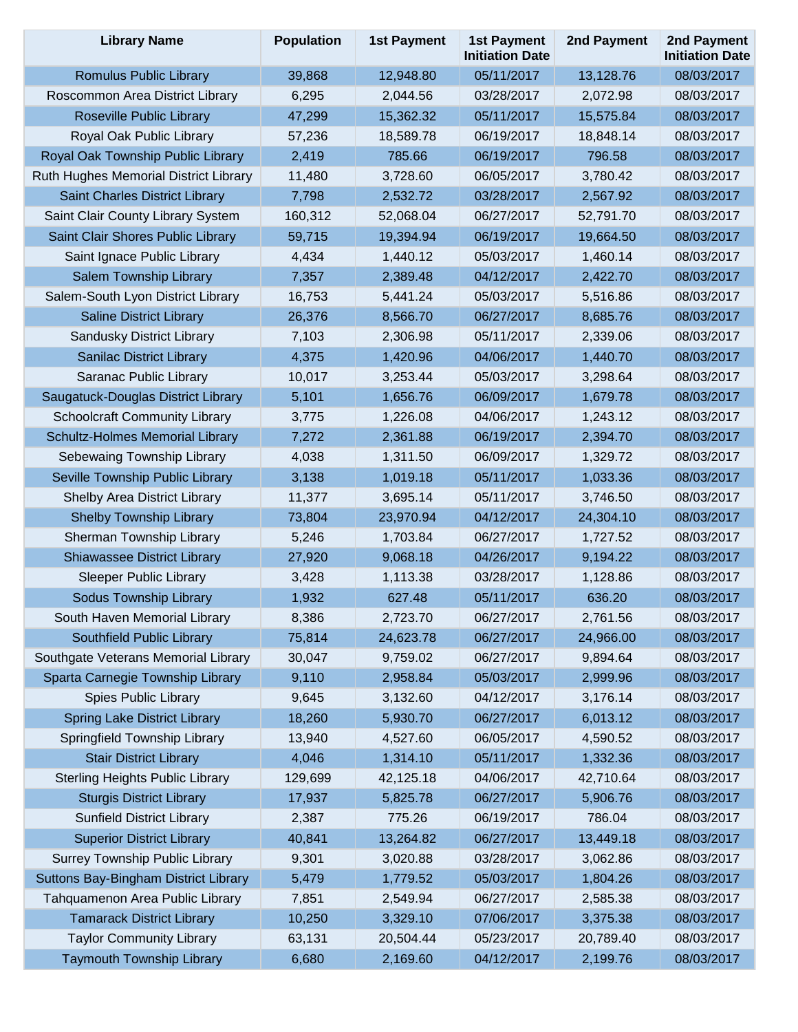| Library Name | Population | 1st Payment | 1st Payment Initiation Date | 2nd Payment | 2nd Payment Initiation Date |
|---|---|---|---|---|---|
| Romulus Public Library | 39,868 | 12,948.80 | 05/11/2017 | 13,128.76 | 08/03/2017 |
| Roscommon Area District Library | 6,295 | 2,044.56 | 03/28/2017 | 2,072.98 | 08/03/2017 |
| Roseville Public Library | 47,299 | 15,362.32 | 05/11/2017 | 15,575.84 | 08/03/2017 |
| Royal Oak Public Library | 57,236 | 18,589.78 | 06/19/2017 | 18,848.14 | 08/03/2017 |
| Royal Oak Township Public Library | 2,419 | 785.66 | 06/19/2017 | 796.58 | 08/03/2017 |
| Ruth Hughes Memorial District Library | 11,480 | 3,728.60 | 06/05/2017 | 3,780.42 | 08/03/2017 |
| Saint Charles District Library | 7,798 | 2,532.72 | 03/28/2017 | 2,567.92 | 08/03/2017 |
| Saint Clair County Library System | 160,312 | 52,068.04 | 06/27/2017 | 52,791.70 | 08/03/2017 |
| Saint Clair Shores Public Library | 59,715 | 19,394.94 | 06/19/2017 | 19,664.50 | 08/03/2017 |
| Saint Ignace Public Library | 4,434 | 1,440.12 | 05/03/2017 | 1,460.14 | 08/03/2017 |
| Salem Township Library | 7,357 | 2,389.48 | 04/12/2017 | 2,422.70 | 08/03/2017 |
| Salem-South Lyon District Library | 16,753 | 5,441.24 | 05/03/2017 | 5,516.86 | 08/03/2017 |
| Saline District Library | 26,376 | 8,566.70 | 06/27/2017 | 8,685.76 | 08/03/2017 |
| Sandusky District Library | 7,103 | 2,306.98 | 05/11/2017 | 2,339.06 | 08/03/2017 |
| Sanilac District Library | 4,375 | 1,420.96 | 04/06/2017 | 1,440.70 | 08/03/2017 |
| Saranac Public Library | 10,017 | 3,253.44 | 05/03/2017 | 3,298.64 | 08/03/2017 |
| Saugatuck-Douglas District Library | 5,101 | 1,656.76 | 06/09/2017 | 1,679.78 | 08/03/2017 |
| Schoolcraft Community Library | 3,775 | 1,226.08 | 04/06/2017 | 1,243.12 | 08/03/2017 |
| Schultz-Holmes Memorial Library | 7,272 | 2,361.88 | 06/19/2017 | 2,394.70 | 08/03/2017 |
| Sebewaing Township Library | 4,038 | 1,311.50 | 06/09/2017 | 1,329.72 | 08/03/2017 |
| Seville Township Public Library | 3,138 | 1,019.18 | 05/11/2017 | 1,033.36 | 08/03/2017 |
| Shelby Area District Library | 11,377 | 3,695.14 | 05/11/2017 | 3,746.50 | 08/03/2017 |
| Shelby Township Library | 73,804 | 23,970.94 | 04/12/2017 | 24,304.10 | 08/03/2017 |
| Sherman Township Library | 5,246 | 1,703.84 | 06/27/2017 | 1,727.52 | 08/03/2017 |
| Shiawassee District Library | 27,920 | 9,068.18 | 04/26/2017 | 9,194.22 | 08/03/2017 |
| Sleeper Public Library | 3,428 | 1,113.38 | 03/28/2017 | 1,128.86 | 08/03/2017 |
| Sodus Township Library | 1,932 | 627.48 | 05/11/2017 | 636.20 | 08/03/2017 |
| South Haven Memorial Library | 8,386 | 2,723.70 | 06/27/2017 | 2,761.56 | 08/03/2017 |
| Southfield Public Library | 75,814 | 24,623.78 | 06/27/2017 | 24,966.00 | 08/03/2017 |
| Southgate Veterans Memorial Library | 30,047 | 9,759.02 | 06/27/2017 | 9,894.64 | 08/03/2017 |
| Sparta Carnegie Township Library | 9,110 | 2,958.84 | 05/03/2017 | 2,999.96 | 08/03/2017 |
| Spies Public Library | 9,645 | 3,132.60 | 04/12/2017 | 3,176.14 | 08/03/2017 |
| Spring Lake District Library | 18,260 | 5,930.70 | 06/27/2017 | 6,013.12 | 08/03/2017 |
| Springfield Township Library | 13,940 | 4,527.60 | 06/05/2017 | 4,590.52 | 08/03/2017 |
| Stair District Library | 4,046 | 1,314.10 | 05/11/2017 | 1,332.36 | 08/03/2017 |
| Sterling Heights Public Library | 129,699 | 42,125.18 | 04/06/2017 | 42,710.64 | 08/03/2017 |
| Sturgis District Library | 17,937 | 5,825.78 | 06/27/2017 | 5,906.76 | 08/03/2017 |
| Sunfield District Library | 2,387 | 775.26 | 06/19/2017 | 786.04 | 08/03/2017 |
| Superior District Library | 40,841 | 13,264.82 | 06/27/2017 | 13,449.18 | 08/03/2017 |
| Surrey Township Public Library | 9,301 | 3,020.88 | 03/28/2017 | 3,062.86 | 08/03/2017 |
| Suttons Bay-Bingham District Library | 5,479 | 1,779.52 | 05/03/2017 | 1,804.26 | 08/03/2017 |
| Tahquamenon Area Public Library | 7,851 | 2,549.94 | 06/27/2017 | 2,585.38 | 08/03/2017 |
| Tamarack District Library | 10,250 | 3,329.10 | 07/06/2017 | 3,375.38 | 08/03/2017 |
| Taylor Community Library | 63,131 | 20,504.44 | 05/23/2017 | 20,789.40 | 08/03/2017 |
| Taymouth Township Library | 6,680 | 2,169.60 | 04/12/2017 | 2,199.76 | 08/03/2017 |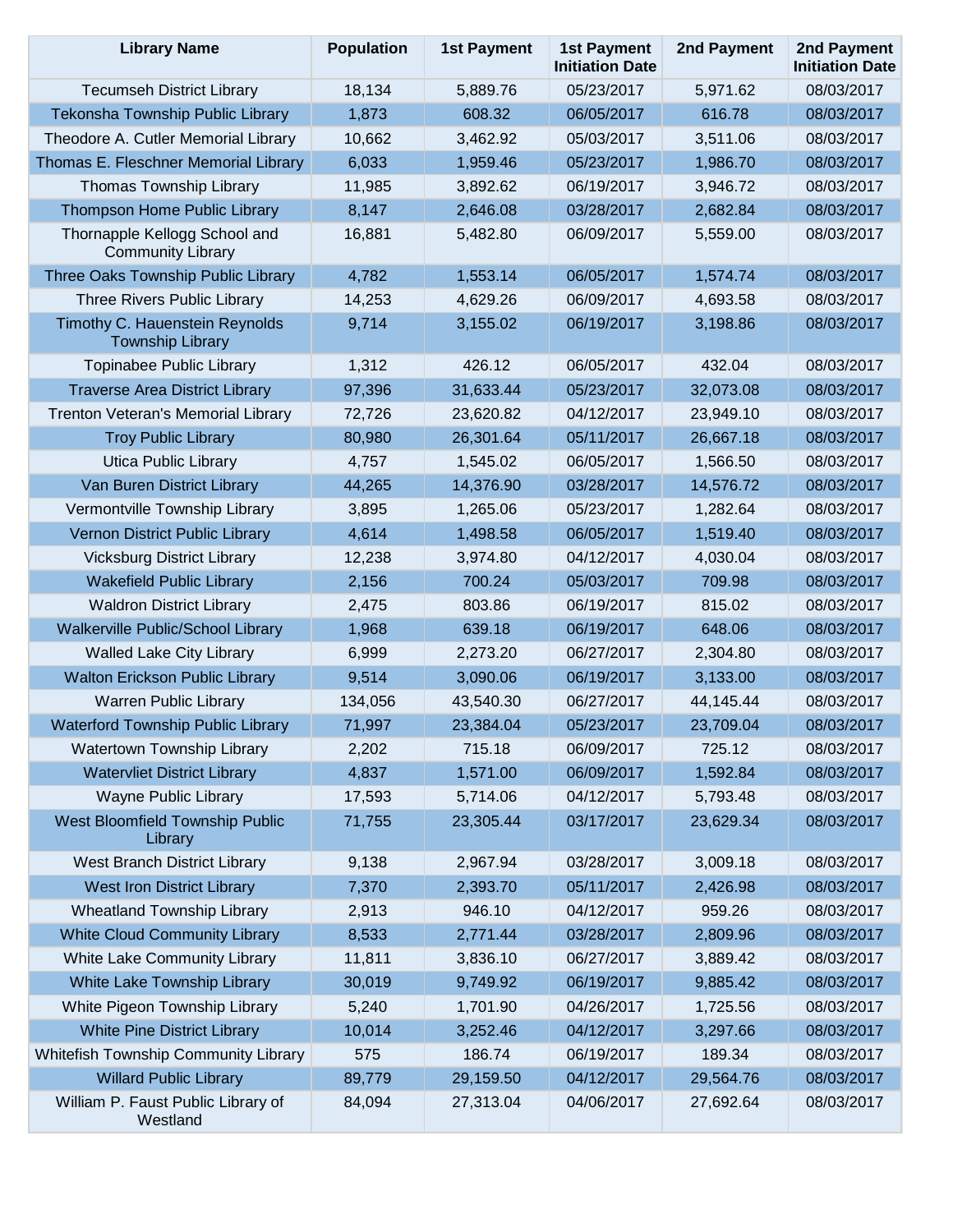| Library Name | Population | 1st Payment | 1st Payment Initiation Date | 2nd Payment | 2nd Payment Initiation Date |
|---|---|---|---|---|---|
| Tecumseh District Library | 18,134 | 5,889.76 | 05/23/2017 | 5,971.62 | 08/03/2017 |
| Tekonsha Township Public Library | 1,873 | 608.32 | 06/05/2017 | 616.78 | 08/03/2017 |
| Theodore A. Cutler Memorial Library | 10,662 | 3,462.92 | 05/03/2017 | 3,511.06 | 08/03/2017 |
| Thomas E. Fleschner Memorial Library | 6,033 | 1,959.46 | 05/23/2017 | 1,986.70 | 08/03/2017 |
| Thomas Township Library | 11,985 | 3,892.62 | 06/19/2017 | 3,946.72 | 08/03/2017 |
| Thompson Home Public Library | 8,147 | 2,646.08 | 03/28/2017 | 2,682.84 | 08/03/2017 |
| Thornapple Kellogg School and Community Library | 16,881 | 5,482.80 | 06/09/2017 | 5,559.00 | 08/03/2017 |
| Three Oaks Township Public Library | 4,782 | 1,553.14 | 06/05/2017 | 1,574.74 | 08/03/2017 |
| Three Rivers Public Library | 14,253 | 4,629.26 | 06/09/2017 | 4,693.58 | 08/03/2017 |
| Timothy C. Hauenstein Reynolds Township Library | 9,714 | 3,155.02 | 06/19/2017 | 3,198.86 | 08/03/2017 |
| Topinabee Public Library | 1,312 | 426.12 | 06/05/2017 | 432.04 | 08/03/2017 |
| Traverse Area District Library | 97,396 | 31,633.44 | 05/23/2017 | 32,073.08 | 08/03/2017 |
| Trenton Veteran's Memorial Library | 72,726 | 23,620.82 | 04/12/2017 | 23,949.10 | 08/03/2017 |
| Troy Public Library | 80,980 | 26,301.64 | 05/11/2017 | 26,667.18 | 08/03/2017 |
| Utica Public Library | 4,757 | 1,545.02 | 06/05/2017 | 1,566.50 | 08/03/2017 |
| Van Buren District Library | 44,265 | 14,376.90 | 03/28/2017 | 14,576.72 | 08/03/2017 |
| Vermontville Township Library | 3,895 | 1,265.06 | 05/23/2017 | 1,282.64 | 08/03/2017 |
| Vernon District Public Library | 4,614 | 1,498.58 | 06/05/2017 | 1,519.40 | 08/03/2017 |
| Vicksburg District Library | 12,238 | 3,974.80 | 04/12/2017 | 4,030.04 | 08/03/2017 |
| Wakefield Public Library | 2,156 | 700.24 | 05/03/2017 | 709.98 | 08/03/2017 |
| Waldron District Library | 2,475 | 803.86 | 06/19/2017 | 815.02 | 08/03/2017 |
| Walkerville Public/School Library | 1,968 | 639.18 | 06/19/2017 | 648.06 | 08/03/2017 |
| Walled Lake City Library | 6,999 | 2,273.20 | 06/27/2017 | 2,304.80 | 08/03/2017 |
| Walton Erickson Public Library | 9,514 | 3,090.06 | 06/19/2017 | 3,133.00 | 08/03/2017 |
| Warren Public Library | 134,056 | 43,540.30 | 06/27/2017 | 44,145.44 | 08/03/2017 |
| Waterford Township Public Library | 71,997 | 23,384.04 | 05/23/2017 | 23,709.04 | 08/03/2017 |
| Watertown Township Library | 2,202 | 715.18 | 06/09/2017 | 725.12 | 08/03/2017 |
| Watervliet District Library | 4,837 | 1,571.00 | 06/09/2017 | 1,592.84 | 08/03/2017 |
| Wayne Public Library | 17,593 | 5,714.06 | 04/12/2017 | 5,793.48 | 08/03/2017 |
| West Bloomfield Township Public Library | 71,755 | 23,305.44 | 03/17/2017 | 23,629.34 | 08/03/2017 |
| West Branch District Library | 9,138 | 2,967.94 | 03/28/2017 | 3,009.18 | 08/03/2017 |
| West Iron District Library | 7,370 | 2,393.70 | 05/11/2017 | 2,426.98 | 08/03/2017 |
| Wheatland Township Library | 2,913 | 946.10 | 04/12/2017 | 959.26 | 08/03/2017 |
| White Cloud Community Library | 8,533 | 2,771.44 | 03/28/2017 | 2,809.96 | 08/03/2017 |
| White Lake Community Library | 11,811 | 3,836.10 | 06/27/2017 | 3,889.42 | 08/03/2017 |
| White Lake Township Library | 30,019 | 9,749.92 | 06/19/2017 | 9,885.42 | 08/03/2017 |
| White Pigeon Township Library | 5,240 | 1,701.90 | 04/26/2017 | 1,725.56 | 08/03/2017 |
| White Pine District Library | 10,014 | 3,252.46 | 04/12/2017 | 3,297.66 | 08/03/2017 |
| Whitefish Township Community Library | 575 | 186.74 | 06/19/2017 | 189.34 | 08/03/2017 |
| Willard Public Library | 89,779 | 29,159.50 | 04/12/2017 | 29,564.76 | 08/03/2017 |
| William P. Faust Public Library of Westland | 84,094 | 27,313.04 | 04/06/2017 | 27,692.64 | 08/03/2017 |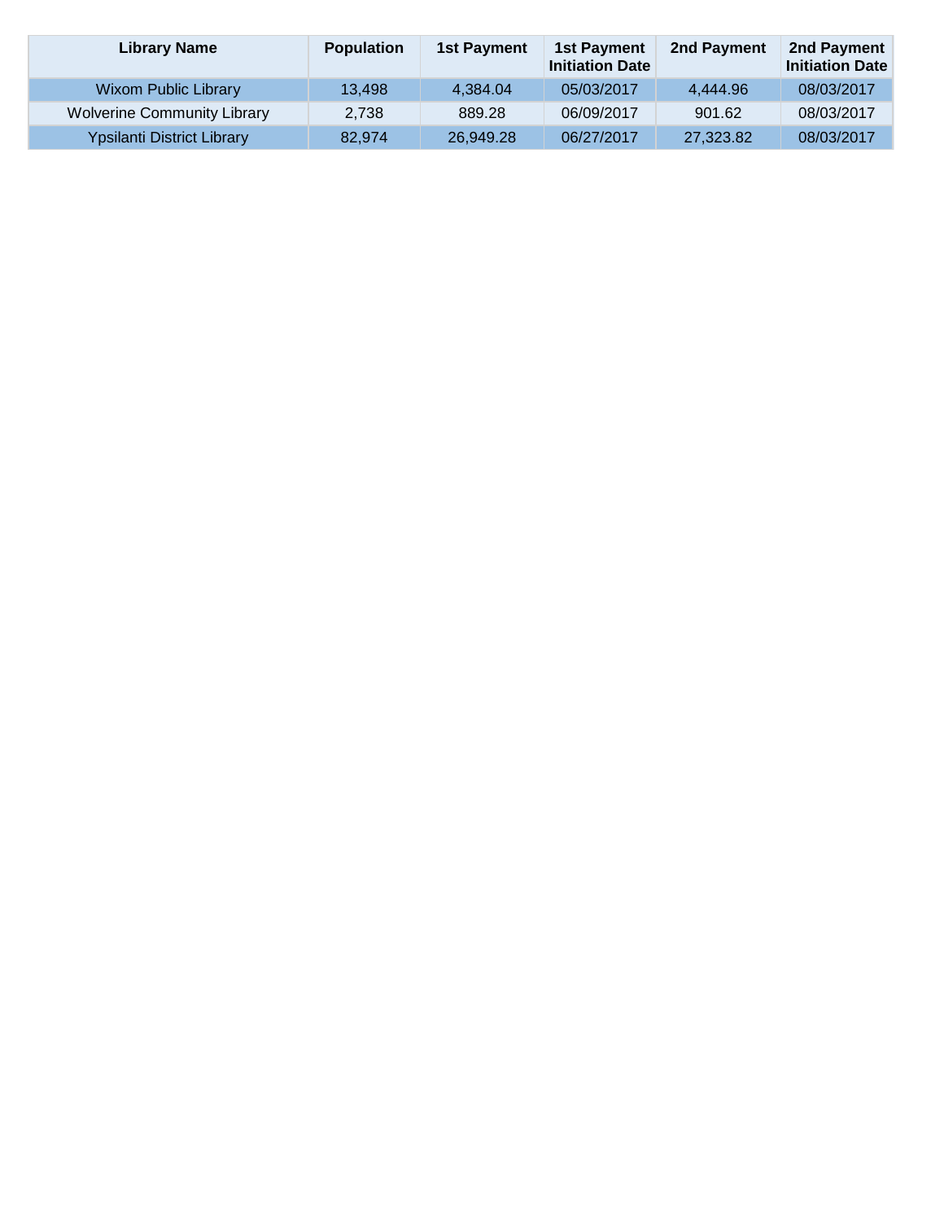| Library Name | Population | 1st Payment | 1st Payment Initiation Date | 2nd Payment | 2nd Payment Initiation Date |
| --- | --- | --- | --- | --- | --- |
| Wixom Public Library | 13,498 | 4,384.04 | 05/03/2017 | 4,444.96 | 08/03/2017 |
| Wolverine Community Library | 2,738 | 889.28 | 06/09/2017 | 901.62 | 08/03/2017 |
| Ypsilanti District Library | 82,974 | 26,949.28 | 06/27/2017 | 27,323.82 | 08/03/2017 |